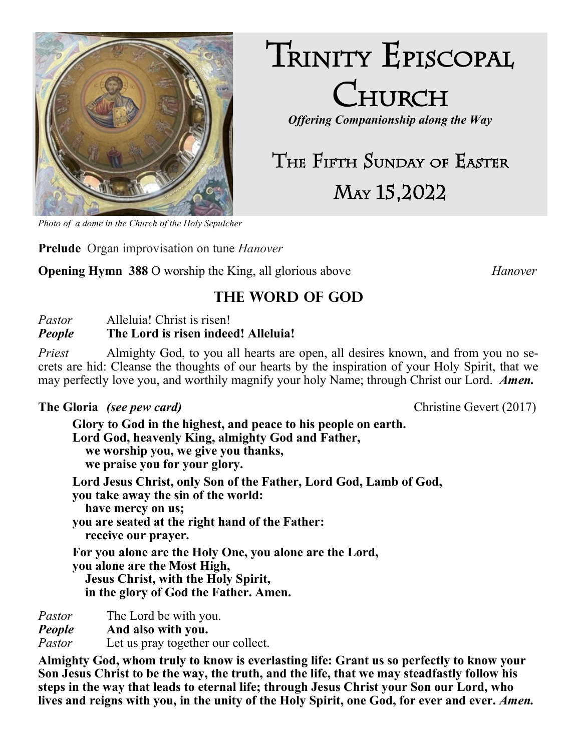# Trinity Episcopal Church

*Offering Companionship along the Way*

## The Fifth Sunday of Easter

## May 15,2022

*Photo of a dome in the Church of the Holy Sepulcher*

**Prelude** Organ improvisation on tune *Hanover*

**Opening Hymn 388** O worship the King, all glorious above *Hanover*

## THE WORD OF GOD

*Pastor* Alleluia! Christ is risen!
***People*** **The Lord is risen indeed! Alleluia!**

*Priest* Almighty God, to you all hearts are open, all desires known, and from you no secrets are hid: Cleanse the thoughts of our hearts by the inspiration of your Holy Spirit, that we may perfectly love you, and worthily magnify your holy Name; through Christ our Lord. ***Amen.***

**The Gloria** ***(see pew card)*** Christine Gevert (2017)

**Glory to God in the highest, and peace to his people on earth.**
**Lord God, heavenly King, almighty God and Father,**
**we worship you, we give you thanks,**
**we praise you for your glory.**

**Lord Jesus Christ, only Son of the Father, Lord God, Lamb of God,**
**you take away the sin of the world:**
**have mercy on us;**
**you are seated at the right hand of the Father:**
**receive our prayer.**

**For you alone are the Holy One, you alone are the Lord,**
**you alone are the Most High,**
**Jesus Christ, with the Holy Spirit,**
**in the glory of God the Father. Amen.**

*Pastor* The Lord be with you.
***People*** **And also with you.**
*Pastor* Let us pray together our collect.

**Almighty God, whom truly to know is everlasting life: Grant us so perfectly to know your Son Jesus Christ to be the way, the truth, and the life, that we may steadfastly follow his steps in the way that leads to eternal life; through Jesus Christ your Son our Lord, who lives and reigns with you, in the unity of the Holy Spirit, one God, for ever and ever.** ***Amen.***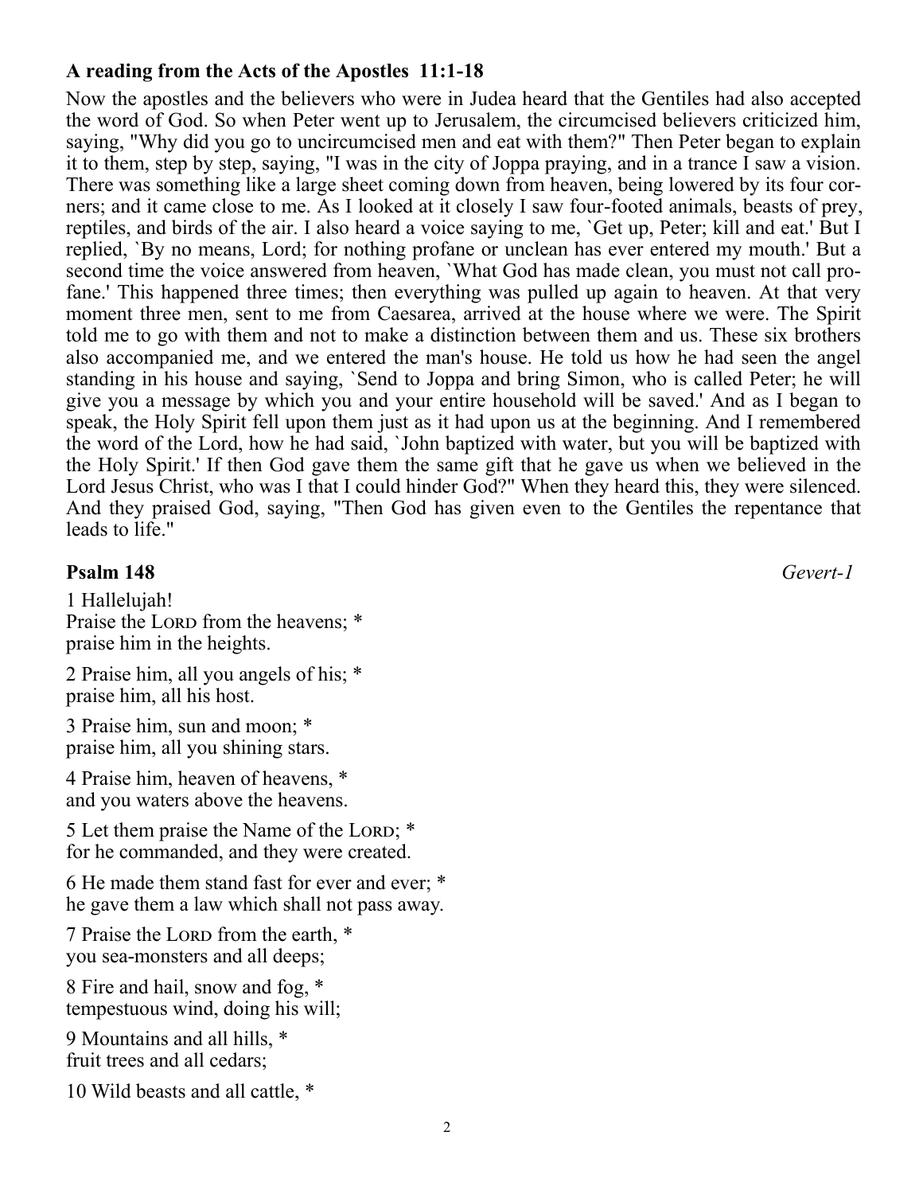**A reading from the Acts of the Apostles 11:1-18**

Now the apostles and the believers who were in Judea heard that the Gentiles had also accepted the word of God. So when Peter went up to Jerusalem, the circumcised believers criticized him, saying, "Why did you go to uncircumcised men and eat with them?" Then Peter began to explain it to them, step by step, saying, "I was in the city of Joppa praying, and in a trance I saw a vision. There was something like a large sheet coming down from heaven, being lowered by its four corners; and it came close to me. As I looked at it closely I saw four-footed animals, beasts of prey, reptiles, and birds of the air. I also heard a voice saying to me, `Get up, Peter; kill and eat.' But I replied, `By no means, Lord; for nothing profane or unclean has ever entered my mouth.' But a second time the voice answered from heaven, `What God has made clean, you must not call profane.' This happened three times; then everything was pulled up again to heaven. At that very moment three men, sent to me from Caesarea, arrived at the house where we were. The Spirit told me to go with them and not to make a distinction between them and us. These six brothers also accompanied me, and we entered the man's house. He told us how he had seen the angel standing in his house and saying, `Send to Joppa and bring Simon, who is called Peter; he will give you a message by which you and your entire household will be saved.' And as I began to speak, the Holy Spirit fell upon them just as it had upon us at the beginning. And I remembered the word of the Lord, how he had said, `John baptized with water, but you will be baptized with the Holy Spirit.' If then God gave them the same gift that he gave us when we believed in the Lord Jesus Christ, who was I that I could hinder God?" When they heard this, they were silenced. And they praised God, saying, "Then God has given even to the Gentiles the repentance that leads to life."

**Psalm 148** *Gevert-1*

1 Hallelujah!
Praise the LORD from the heavens; *
praise him in the heights.

2 Praise him, all you angels of his; *
praise him, all his host.

3 Praise him, sun and moon; *
praise him, all you shining stars.

4 Praise him, heaven of heavens, *
and you waters above the heavens.

5 Let them praise the Name of the LORD; *
for he commanded, and they were created.

6 He made them stand fast for ever and ever; *
he gave them a law which shall not pass away.

7 Praise the LORD from the earth, *
you sea-monsters and all deeps;

8 Fire and hail, snow and fog, *
tempestuous wind, doing his will;

9 Mountains and all hills, *
fruit trees and all cedars;

10 Wild beasts and all cattle, *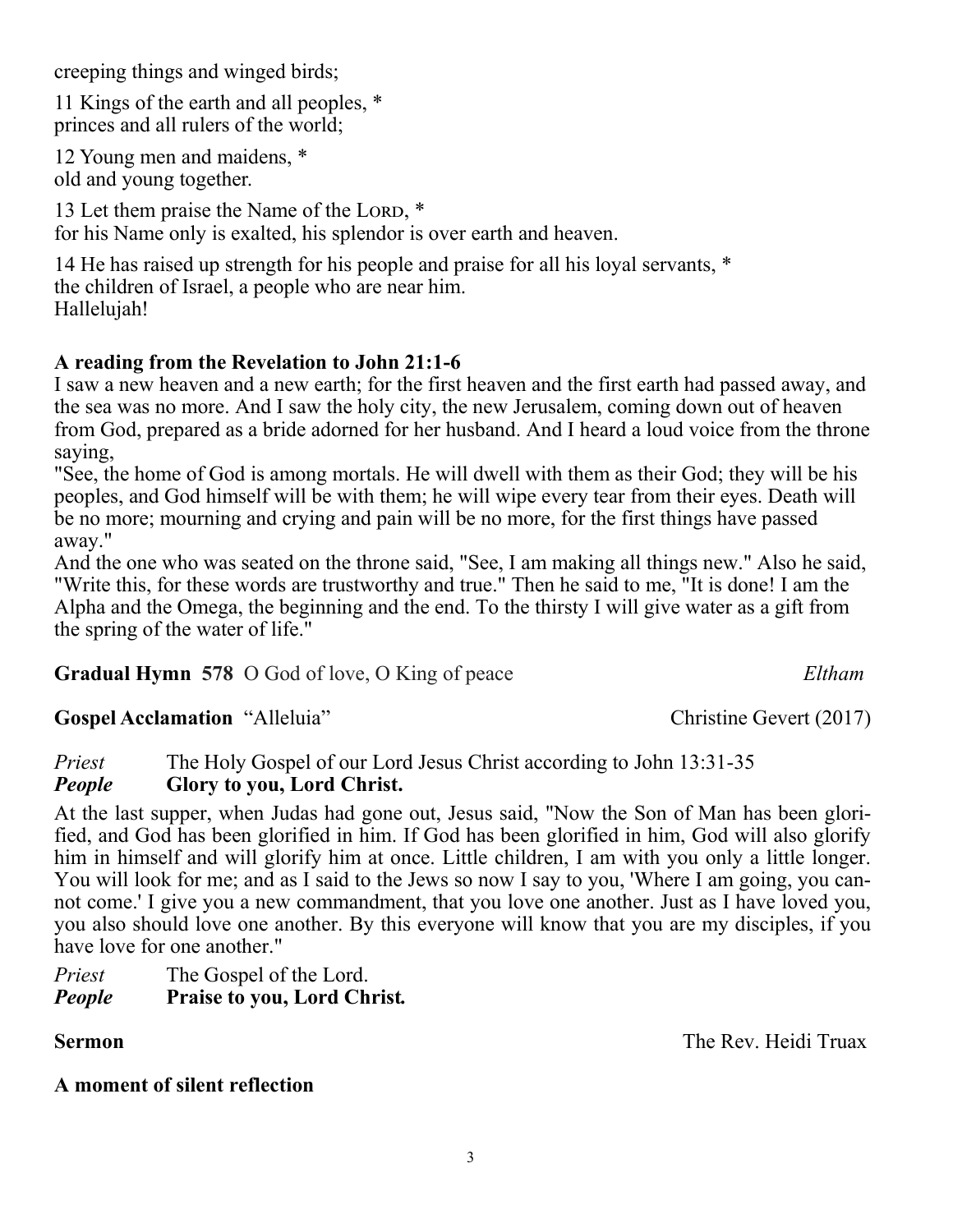creeping things and winged birds;

11 Kings of the earth and all peoples, *
princes and all rulers of the world;

12 Young men and maidens, *
old and young together.

13 Let them praise the Name of the Lord, *
for his Name only is exalted, his splendor is over earth and heaven.

14 He has raised up strength for his people and praise for all his loyal servants, *
the children of Israel, a people who are near him.
Hallelujah!

**A reading from the Revelation to John 21:1-6**

I saw a new heaven and a new earth; for the first heaven and the first earth had passed away, and the sea was no more. And I saw the holy city, the new Jerusalem, coming down out of heaven from God, prepared as a bride adorned for her husband. And I heard a loud voice from the throne saying,

"See, the home of God is among mortals. He will dwell with them as their God; they will be his peoples, and God himself will be with them; he will wipe every tear from their eyes. Death will be no more; mourning and crying and pain will be no more, for the first things have passed away."

And the one who was seated on the throne said, "See, I am making all things new." Also he said, "Write this, for these words are trustworthy and true." Then he said to me, "It is done! I am the Alpha and the Omega, the beginning and the end. To the thirsty I will give water as a gift from the spring of the water of life."

**Gradual Hymn 578** O God of love, O King of peace *Eltham*

**Gospel Acclamation** "Alleluia" Christine Gevert (2017)

*Priest* The Holy Gospel of our Lord Jesus Christ according to John 13:31-35
***People*** **Glory to you, Lord Christ.**

At the last supper, when Judas had gone out, Jesus said, "Now the Son of Man has been glorified, and God has been glorified in him. If God has been glorified in him, God will also glorify him in himself and will glorify him at once. Little children, I am with you only a little longer. You will look for me; and as I said to the Jews so now I say to you, 'Where I am going, you cannot come.' I give you a new commandment, that you love one another. Just as I have loved you, you also should love one another. By this everyone will know that you are my disciples, if you have love for one another."

*Priest* The Gospel of the Lord.
***People*** **Praise to you, Lord Christ.**

**Sermon** The Rev. Heidi Truax

**A moment of silent reflection**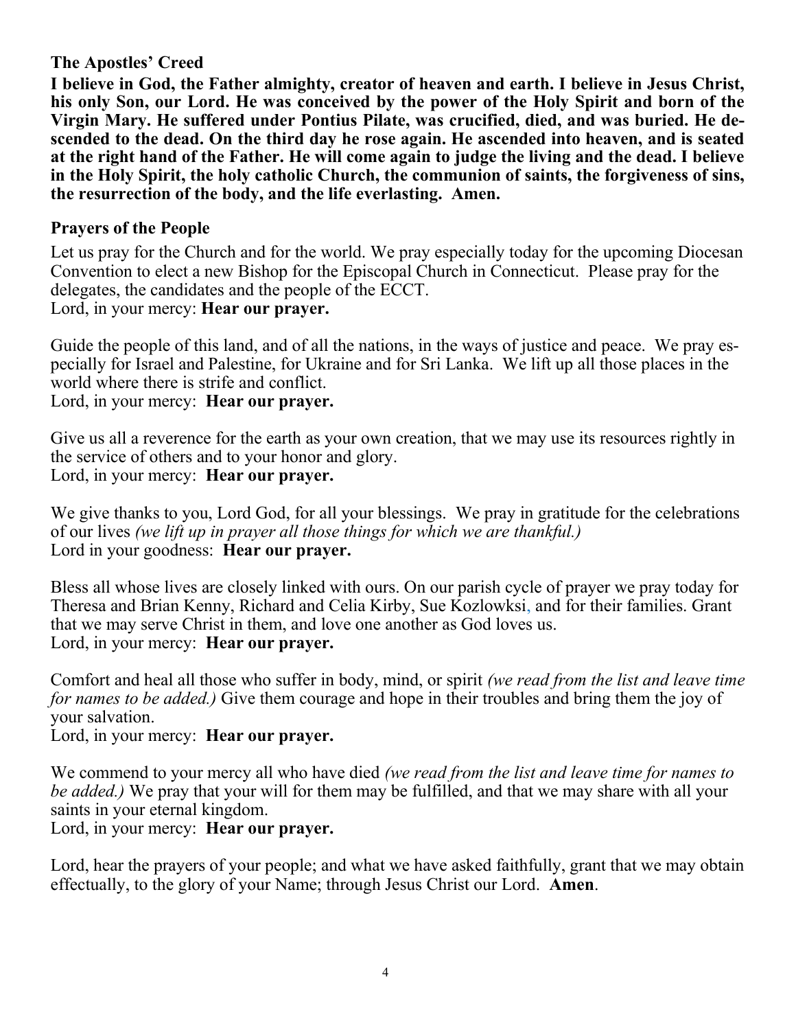### The Apostles' Creed

**I believe in God, the Father almighty, creator of heaven and earth. I believe in Jesus Christ, his only Son, our Lord. He was conceived by the power of the Holy Spirit and born of the Virgin Mary. He suffered under Pontius Pilate, was crucified, died, and was buried. He descended to the dead. On the third day he rose again. He ascended into heaven, and is seated at the right hand of the Father. He will come again to judge the living and the dead. I believe in the Holy Spirit, the holy catholic Church, the communion of saints, the forgiveness of sins, the resurrection of the body, and the life everlasting. Amen.**

### Prayers of the People

Let us pray for the Church and for the world. We pray especially today for the upcoming Diocesan Convention to elect a new Bishop for the Episcopal Church in Connecticut. Please pray for the delegates, the candidates and the people of the ECCT.
Lord, in your mercy: **Hear our prayer.**

Guide the people of this land, and of all the nations, in the ways of justice and peace. We pray especially for Israel and Palestine, for Ukraine and for Sri Lanka. We lift up all those places in the world where there is strife and conflict.
Lord, in your mercy: **Hear our prayer.**

Give us all a reverence for the earth as your own creation, that we may use its resources rightly in the service of others and to your honor and glory.
Lord, in your mercy: **Hear our prayer.**

We give thanks to you, Lord God, for all your blessings. We pray in gratitude for the celebrations of our lives *(we lift up in prayer all those things for which we are thankful.)*
Lord in your goodness: **Hear our prayer.**

Bless all whose lives are closely linked with ours. On our parish cycle of prayer we pray today for Theresa and Brian Kenny, Richard and Celia Kirby, Sue Kozlowksi, and for their families. Grant that we may serve Christ in them, and love one another as God loves us.
Lord, in your mercy: **Hear our prayer.**

Comfort and heal all those who suffer in body, mind, or spirit *(we read from the list and leave time for names to be added.)* Give them courage and hope in their troubles and bring them the joy of your salvation.
Lord, in your mercy: **Hear our prayer.**

We commend to your mercy all who have died *(we read from the list and leave time for names to be added.)* We pray that your will for them may be fulfilled, and that we may share with all your saints in your eternal kingdom.
Lord, in your mercy: **Hear our prayer.**

Lord, hear the prayers of your people; and what we have asked faithfully, grant that we may obtain effectually, to the glory of your Name; through Jesus Christ our Lord. **Amen**.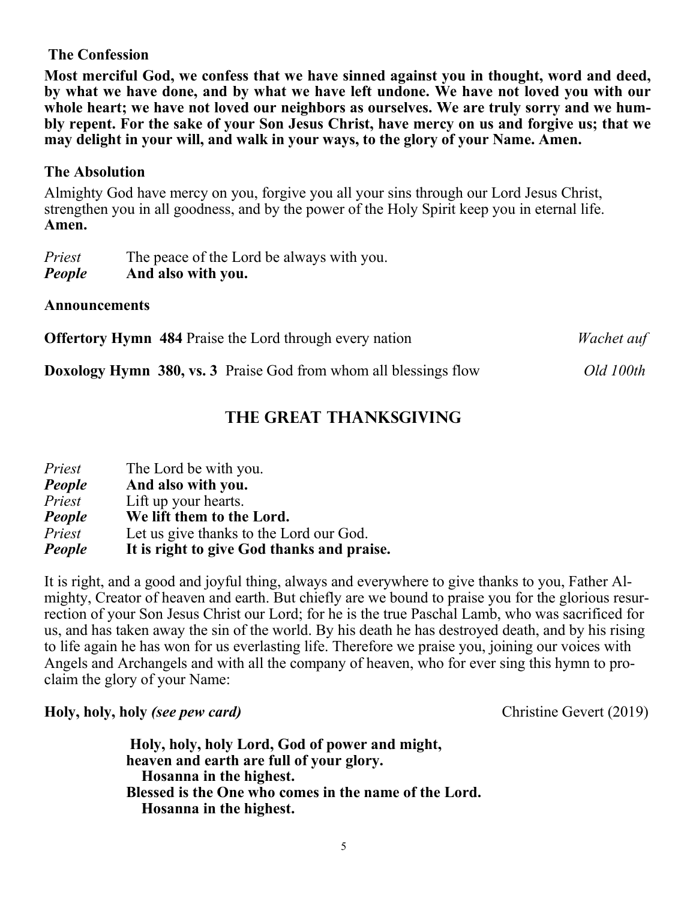**The Confession**

**Most merciful God, we confess that we have sinned against you in thought, word and deed, by what we have done, and by what we have left undone. We have not loved you with our whole heart; we have not loved our neighbors as ourselves. We are truly sorry and we humbly repent. For the sake of your Son Jesus Christ, have mercy on us and forgive us; that we may delight in your will, and walk in your ways, to the glory of your Name. Amen.**

**The Absolution**

Almighty God have mercy on you, forgive you all your sins through our Lord Jesus Christ, strengthen you in all goodness, and by the power of the Holy Spirit keep you in eternal life. **Amen.**

*Priest* The peace of the Lord be always with you.
***People*** **And also with you.**

**Announcements**

**Offertory Hymn 484** Praise the Lord through every nation *Wachet auf*

**Doxology Hymn 380, vs. 3** Praise God from whom all blessings flow *Old 100th*

## The Great Thanksgiving

*Priest* The Lord be with you.
***People*** **And also with you.**
*Priest* Lift up your hearts.
***People*** **We lift them to the Lord.**
*Priest* Let us give thanks to the Lord our God.
***People*** **It is right to give God thanks and praise.**

It is right, and a good and joyful thing, always and everywhere to give thanks to you, Father Almighty, Creator of heaven and earth. But chiefly are we bound to praise you for the glorious resurrection of your Son Jesus Christ our Lord; for he is the true Paschal Lamb, who was sacrificed for us, and has taken away the sin of the world. By his death he has destroyed death, and by his rising to life again he has won for us everlasting life. Therefore we praise you, joining our voices with Angels and Archangels and with all the company of heaven, who for ever sing this hymn to proclaim the glory of your Name:

**Holy, holy, holy** ***(see pew card)*** Christine Gevert (2019)

**Holy, holy, holy Lord, God of power and might,**
**heaven and earth are full of your glory.**
**Hosanna in the highest.**
**Blessed is the One who comes in the name of the Lord.**
**Hosanna in the highest.**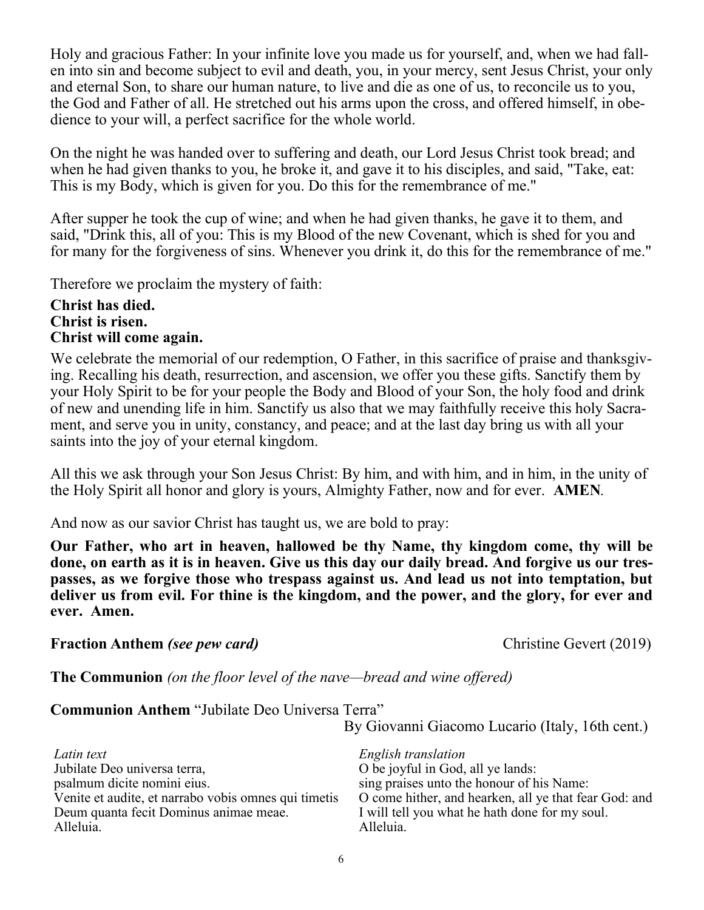Holy and gracious Father: In your infinite love you made us for yourself, and, when we had fallen into sin and become subject to evil and death, you, in your mercy, sent Jesus Christ, your only and eternal Son, to share our human nature, to live and die as one of us, to reconcile us to you, the God and Father of all. He stretched out his arms upon the cross, and offered himself, in obedience to your will, a perfect sacrifice for the whole world.

On the night he was handed over to suffering and death, our Lord Jesus Christ took bread; and when he had given thanks to you, he broke it, and gave it to his disciples, and said, "Take, eat: This is my Body, which is given for you. Do this for the remembrance of me."

After supper he took the cup of wine; and when he had given thanks, he gave it to them, and said, "Drink this, all of you: This is my Blood of the new Covenant, which is shed for you and for many for the forgiveness of sins. Whenever you drink it, do this for the remembrance of me."

Therefore we proclaim the mystery of faith:

**Christ has died.**
**Christ is risen.**
**Christ will come again.**

We celebrate the memorial of our redemption, O Father, in this sacrifice of praise and thanksgiving. Recalling his death, resurrection, and ascension, we offer you these gifts. Sanctify them by your Holy Spirit to be for your people the Body and Blood of your Son, the holy food and drink of new and unending life in him. Sanctify us also that we may faithfully receive this holy Sacrament, and serve you in unity, constancy, and peace; and at the last day bring us with all your saints into the joy of your eternal kingdom.

All this we ask through your Son Jesus Christ: By him, and with him, and in him, in the unity of the Holy Spirit all honor and glory is yours, Almighty Father, now and for ever. **AMEN**.

And now as our savior Christ has taught us, we are bold to pray:

**Our Father, who art in heaven, hallowed be thy Name, thy kingdom come, thy will be done, on earth as it is in heaven. Give us this day our daily bread. And forgive us our trespasses, as we forgive those who trespass against us. And lead us not into temptation, but deliver us from evil. For thine is the kingdom, and the power, and the glory, for ever and ever. Amen.**

**Fraction Anthem** ***(see pew card)*** Christine Gevert (2019)

**The Communion** *(on the floor level of the nave—bread and wine offered)*

**Communion Anthem** "Jubilate Deo Universa Terra"
By Giovanni Giacomo Lucario (Italy, 16th cent.)

*Latin text*
Jubilate Deo universa terra,
psalmum dicite nomini eius.
Venite et audite, et narrabo vobis omnes qui timetis
Deum quanta fecit Dominus animae meae.
Alleluia.

*English translation*
O be joyful in God, all ye lands:
sing praises unto the honour of his Name:
O come hither, and hearken, all ye that fear God: and
I will tell you what he hath done for my soul.
Alleluia.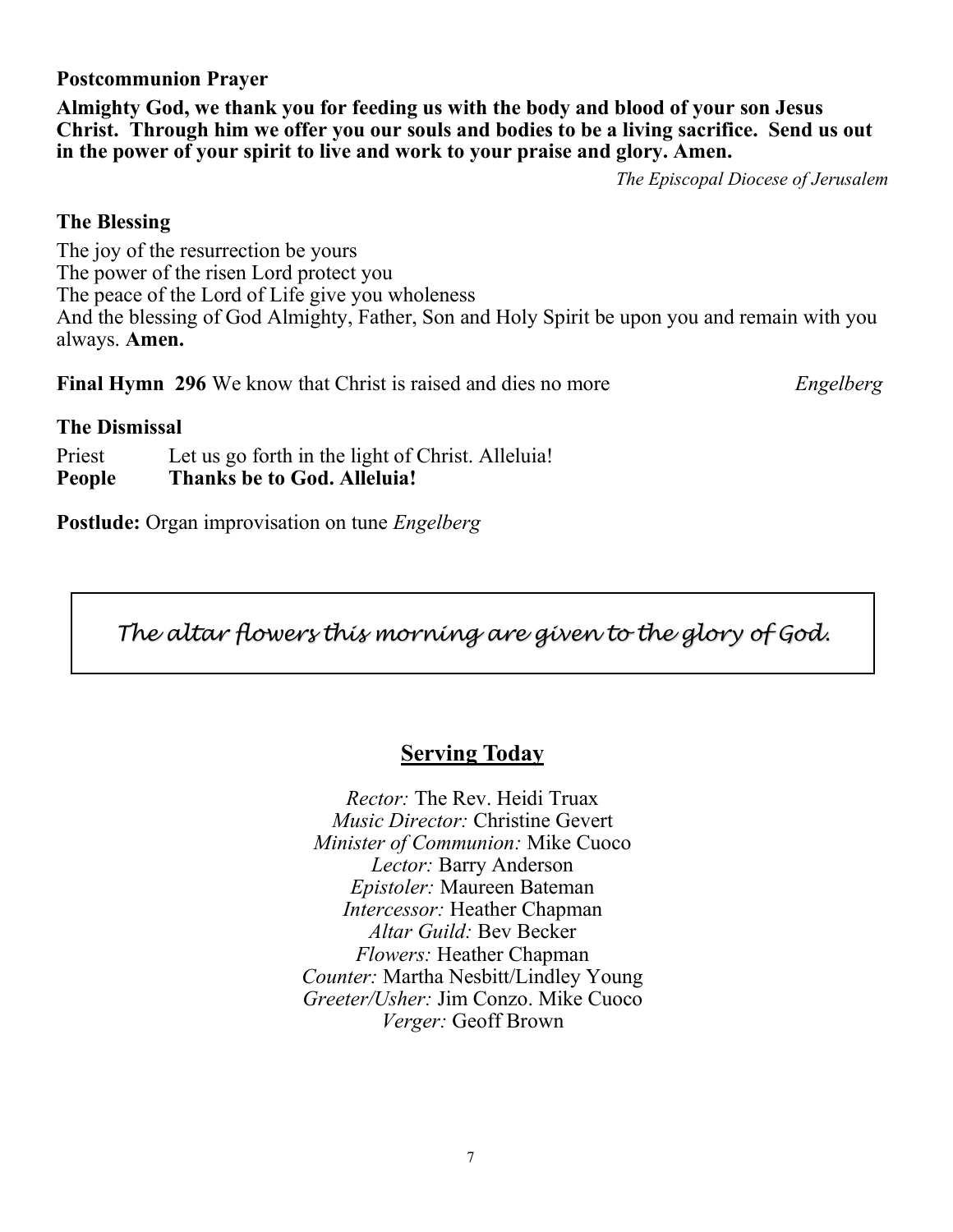**Postcommunion Prayer**

**Almighty God, we thank you for feeding us with the body and blood of your son Jesus Christ. Through him we offer you our souls and bodies to be a living sacrifice. Send us out in the power of your spirit to live and work to your praise and glory. Amen.**

*The Episcopal Diocese of Jerusalem*

**The Blessing**

The joy of the resurrection be yours
The power of the risen Lord protect you
The peace of the Lord of Life give you wholeness
And the blessing of God Almighty, Father, Son and Holy Spirit be upon you and remain with you always. **Amen.**

**Final Hymn 296** We know that Christ is raised and dies no more *Engelberg*

**The Dismissal**

Priest Let us go forth in the light of Christ. Alleluia!
**People Thanks be to God. Alleluia!**

**Postlude:** Organ improvisation on tune *Engelberg*

*The altar flowers this morning are given to the glory of God.*

## Serving Today

*Rector:* The Rev. Heidi Truax
*Music Director:* Christine Gevert
*Minister of Communion:* Mike Cuoco
*Lector:* Barry Anderson
*Epistoler:* Maureen Bateman
*Intercessor:* Heather Chapman
*Altar Guild:* Bev Becker
*Flowers:* Heather Chapman
*Counter:* Martha Nesbitt/Lindley Young
*Greeter/Usher:* Jim Conzo. Mike Cuoco
*Verger:* Geoff Brown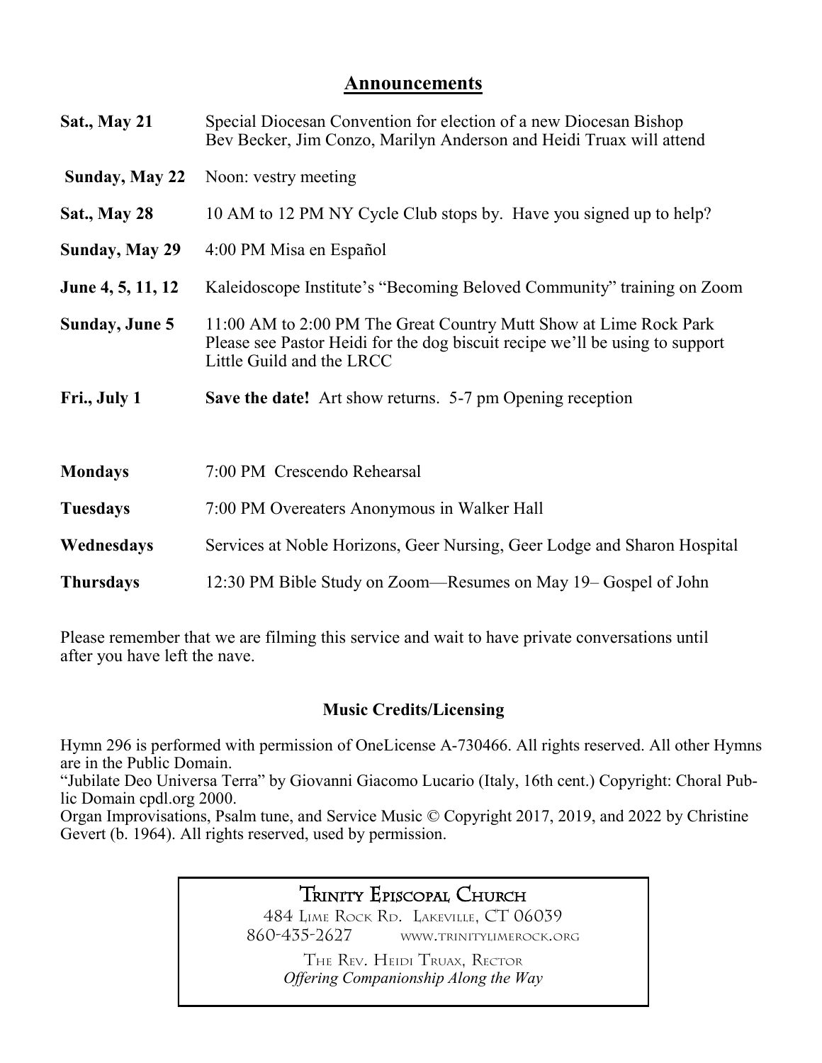## Announcements

| | |
|---|---|
| **Sat., May 21** | Special Diocesan Convention for election of a new Diocesan Bishop<br>Bev Becker, Jim Conzo, Marilyn Anderson and Heidi Truax will attend |
| **Sunday, May 22** | Noon: vestry meeting |
| **Sat., May 28** | 10 AM to 12 PM NY Cycle Club stops by. Have you signed up to help? |
| **Sunday, May 29** | 4:00 PM Misa en Español |
| **June 4, 5, 11, 12** | Kaleidoscope Institute's "Becoming Beloved Community" training on Zoom |
| **Sunday, June 5** | 11:00 AM to 2:00 PM The Great Country Mutt Show at Lime Rock Park<br>Please see Pastor Heidi for the dog biscuit recipe we'll be using to support Little Guild and the LRCC |
| **Fri., July 1** | **Save the date!** Art show returns. 5-7 pm Opening reception |
| | |
| **Mondays** | 7:00 PM Crescendo Rehearsal |
| **Tuesdays** | 7:00 PM Overeaters Anonymous in Walker Hall |
| **Wednesdays** | Services at Noble Horizons, Geer Nursing, Geer Lodge and Sharon Hospital |
| **Thursdays** | 12:30 PM Bible Study on Zoom—Resumes on May 19– Gospel of John |

Please remember that we are filming this service and wait to have private conversations until after you have left the nave.

### Music Credits/Licensing

Hymn 296 is performed with permission of OneLicense A-730466. All rights reserved. All other Hymns are in the Public Domain.

"Jubilate Deo Universa Terra" by Giovanni Giacomo Lucario (Italy, 16th cent.) Copyright: Choral Public Domain cpdl.org 2000.

Organ Improvisations, Psalm tune, and Service Music © Copyright 2017, 2019, and 2022 by Christine Gevert (b. 1964). All rights reserved, used by permission.

**Trinity Episcopal Church**
484 Lime Rock Rd. Lakeville, CT 06039
860-435-2627 www.trinitylimerock.org

The Rev. Heidi Truax, Rector
*Offering Companionship Along the Way*